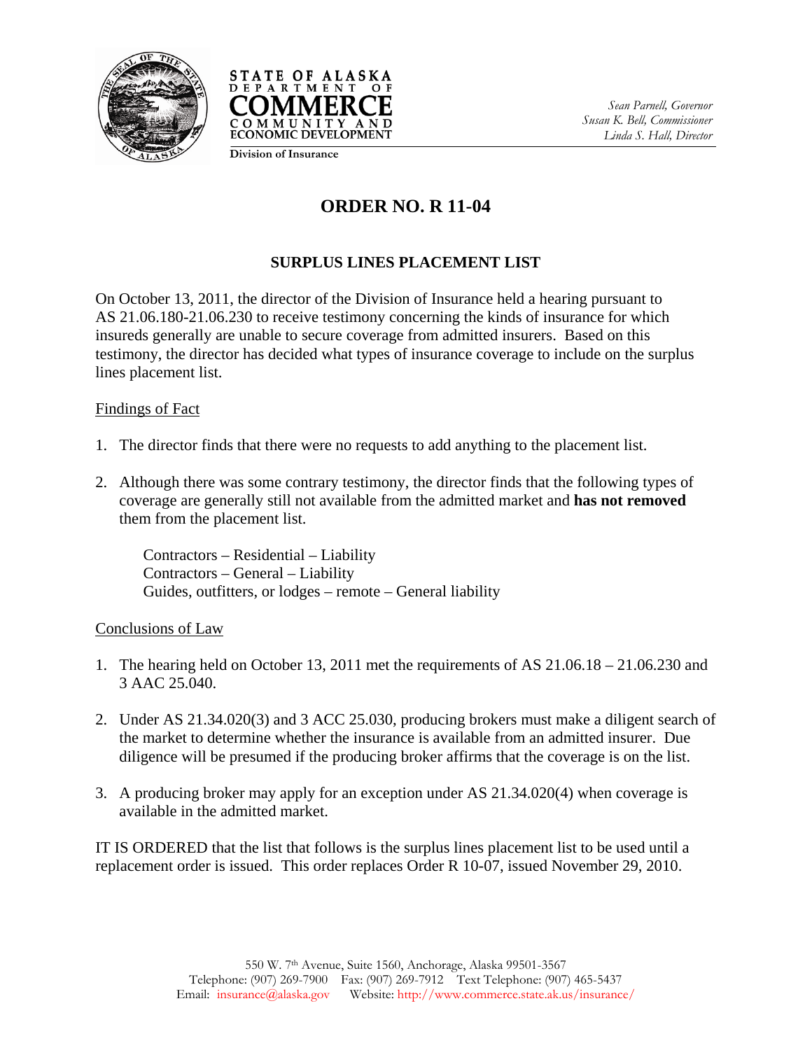STATE OF ALASKA
DEPARTMENT OF
COMMERCE
COMMUNITY AND
ECONOMIC DEVELOPMENT

Division of Insurance

*Sean Parnell, Governor*
*Susan K. Bell, Commissioner*
*Linda S. Hall, Director*

# ORDER NO. R 11-04

## SURPLUS LINES PLACEMENT LIST

On October 13, 2011, the director of the Division of Insurance held a hearing pursuant to AS 21.06.180-21.06.230 to receive testimony concerning the kinds of insurance for which insureds generally are unable to secure coverage from admitted insurers. Based on this testimony, the director has decided what types of insurance coverage to include on the surplus lines placement list.

<u>Findings of Fact</u>

1. The director finds that there were no requests to add anything to the placement list.

2. Although there was some contrary testimony, the director finds that the following types of coverage are generally still not available from the admitted market and **has not removed** them from the placement list.

   Contractors – Residential – Liability
   Contractors – General – Liability
   Guides, outfitters, or lodges – remote – General liability

<u>Conclusions of Law</u>

1. The hearing held on October 13, 2011 met the requirements of AS 21.06.18 – 21.06.230 and 3 AAC 25.040.

2. Under AS 21.34.020(3) and 3 ACC 25.030, producing brokers must make a diligent search of the market to determine whether the insurance is available from an admitted insurer. Due diligence will be presumed if the producing broker affirms that the coverage is on the list.

3. A producing broker may apply for an exception under AS 21.34.020(4) when coverage is available in the admitted market.

IT IS ORDERED that the list that follows is the surplus lines placement list to be used until a replacement order is issued. This order replaces Order R 10-07, issued November 29, 2010.

550 W. 7th Avenue, Suite 1560, Anchorage, Alaska 99501-3567
Telephone: (907) 269-7900 Fax: (907) 269-7912 Text Telephone: (907) 465-5437
Email: insurance@alaska.gov Website: http://www.commerce.state.ak.us/insurance/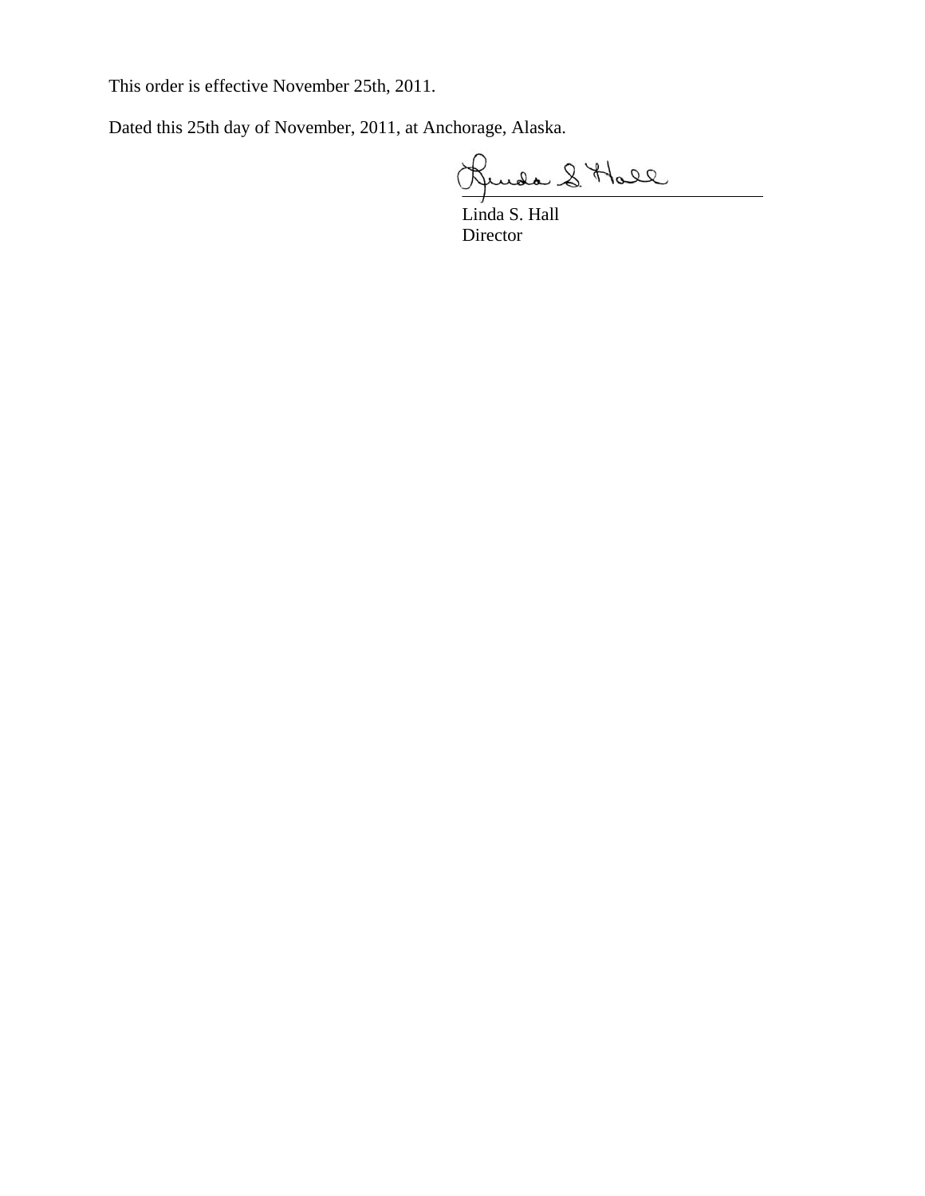This order is effective November 25th, 2011.

Dated this 25th day of November, 2011, at Anchorage, Alaska.

Linda S. Hall
Director